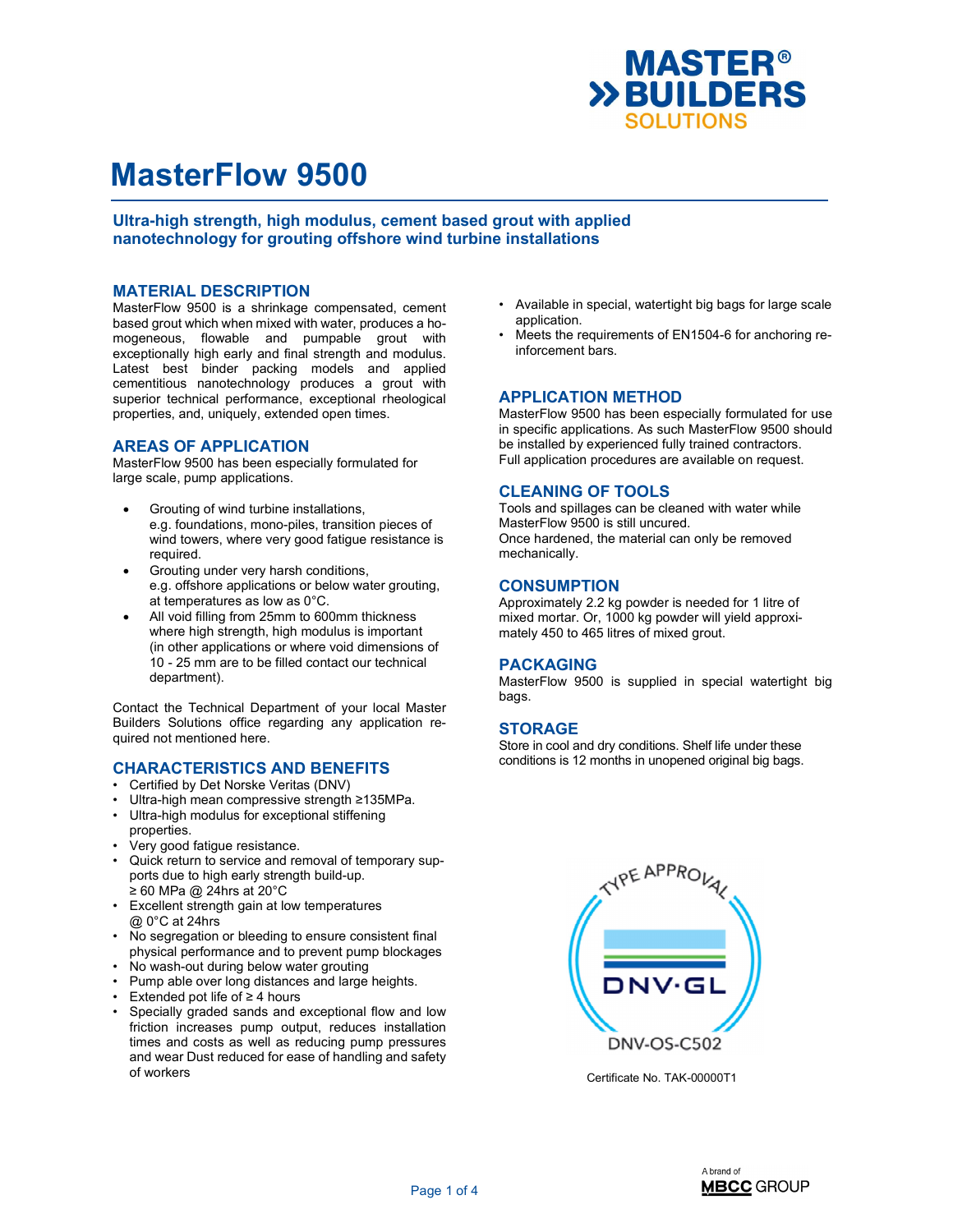# MasterFlow 9500

## Ultra-high strength, high modulus, cement based grout with applied nanotechnology for grouting offshore wind turbine installations

## MATERIAL DESCRIPTION

MasterFlow 9500 is a shrinkage compensated, cement based grout which when mixed with water, produces a homogeneous, flowable and pumpable grout with exceptionally high early and final strength and modulus. Latest best binder packing models and applied cementitious nanotechnology produces a grout with superior technical performance, exceptional rheological properties, and, uniquely, extended open times.

## AREAS OF APPLICATION

MasterFlow 9500 has been especially formulated for large scale, pump applications.

- Grouting of wind turbine installations, e.g. foundations, mono-piles, transition pieces of wind towers, where very good fatigue resistance is required.
- Grouting under very harsh conditions, e.g. offshore applications or below water grouting, at temperatures as low as 0°C.
- All void filling from 25mm to 600mm thickness where high strength, high modulus is important (in other applications or where void dimensions of 10 - 25 mm are to be filled contact our technical department).

Contact the Technical Department of your local Master Builders Solutions office regarding any application required not mentioned here.

## CHARACTERISTICS AND BENEFITS

- Certified by Det Norske Veritas (DNV)
- Ultra-high mean compressive strength ≥135MPa.
- Ultra-high modulus for exceptional stiffening properties.
- Very good fatigue resistance.
- Quick return to service and removal of temporary supports due to high early strength build-up. ≥ 60 MPa @ 24hrs at 20°C
- Excellent strength gain at low temperatures @ 0°C at 24hrs
- No segregation or bleeding to ensure consistent final physical performance and to prevent pump blockages
- No wash-out during below water grouting
- Pump able over long distances and large heights.
- Extended pot life of ≥ 4 hours
- Specially graded sands and exceptional flow and low friction increases pump output, reduces installation times and costs as well as reducing pump pressures and wear Dust reduced for ease of handling and safety of workers
- Available in special, watertight big bags for large scale application.
- Meets the requirements of EN1504-6 for anchoring reinforcement bars.

## APPLICATION METHOD

MasterFlow 9500 has been especially formulated for use in specific applications. As such MasterFlow 9500 should be installed by experienced fully trained contractors. Full application procedures are available on request.

## CLEANING OF TOOLS

Tools and spillages can be cleaned with water while MasterFlow 9500 is still uncured.
Once hardened, the material can only be removed mechanically.

## CONSUMPTION

Approximately 2.2 kg powder is needed for 1 litre of mixed mortar. Or, 1000 kg powder will yield approximately 450 to 465 litres of mixed grout.

## PACKAGING

MasterFlow 9500 is supplied in special watertight big bags.

## STORAGE

Store in cool and dry conditions. Shelf life under these conditions is 12 months in unopened original big bags.

TYPE APPROVAL DNV·GL DNV-OS-C502

Certificate No. TAK-00000T1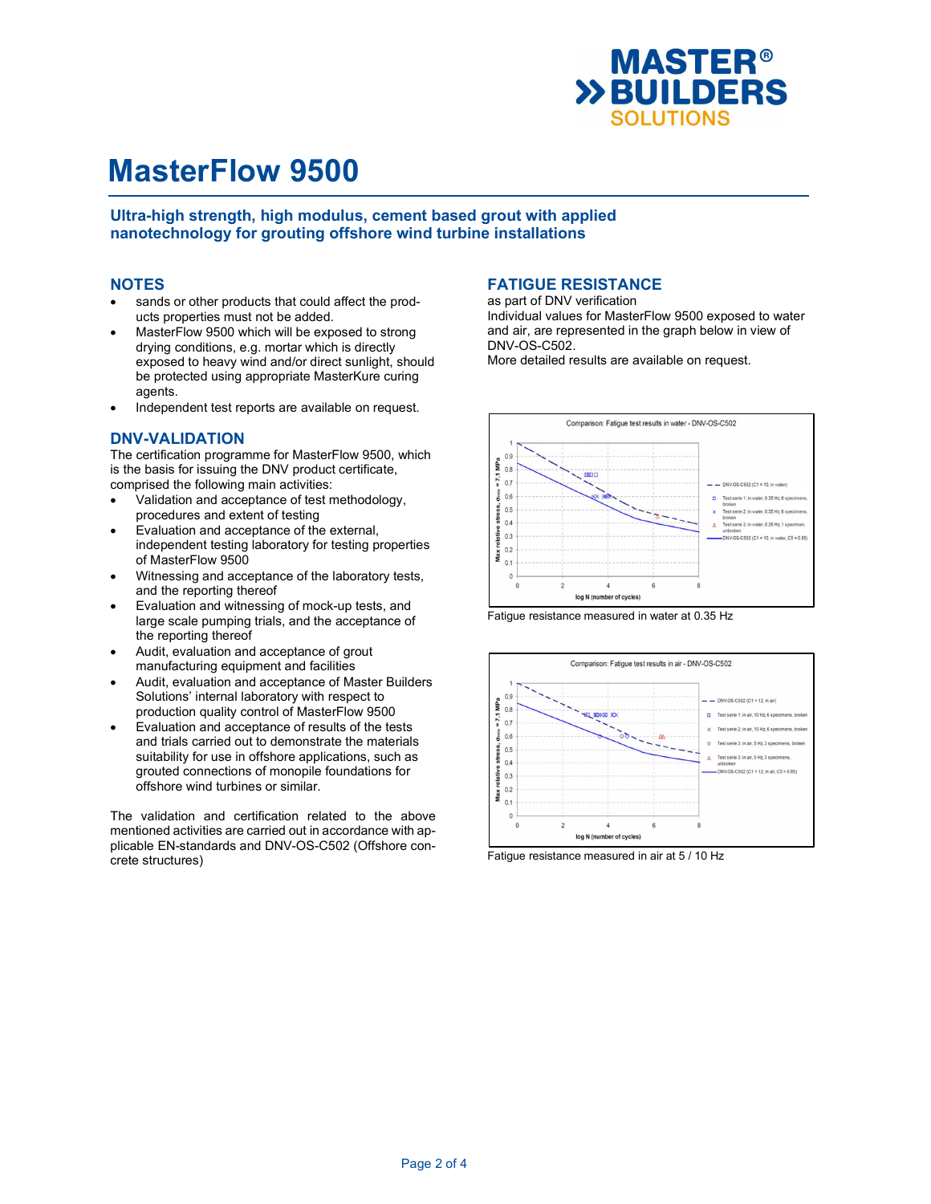# MasterFlow 9500

## Ultra-high strength, high modulus, cement based grout with applied nanotechnology for grouting offshore wind turbine installations

## NOTES

- sands or other products that could affect the products properties must not be added.
- MasterFlow 9500 which will be exposed to strong drying conditions, e.g. mortar which is directly exposed to heavy wind and/or direct sunlight, should be protected using appropriate MasterKure curing agents.
- Independent test reports are available on request.

## DNV-VALIDATION

The certification programme for MasterFlow 9500, which is the basis for issuing the DNV product certificate, comprised the following main activities:

- Validation and acceptance of test methodology, procedures and extent of testing
- Evaluation and acceptance of the external, independent testing laboratory for testing properties of MasterFlow 9500
- Witnessing and acceptance of the laboratory tests, and the reporting thereof
- Evaluation and witnessing of mock-up tests, and large scale pumping trials, and the acceptance of the reporting thereof
- Audit, evaluation and acceptance of grout manufacturing equipment and facilities
- Audit, evaluation and acceptance of Master Builders Solutions' internal laboratory with respect to production quality control of MasterFlow 9500
- Evaluation and acceptance of results of the tests and trials carried out to demonstrate the materials suitability for use in offshore applications, such as grouted connections of monopile foundations for offshore wind turbines or similar.

The validation and certification related to the above mentioned activities are carried out in accordance with applicable EN-standards and DNV-OS-C502 (Offshore concrete structures)

## FATIGUE RESISTANCE

as part of DNV verification

Individual values for MasterFlow 9500 exposed to water and air, are represented in the graph below in view of DNV-OS-C502.

More detailed results are available on request.

Fatigue resistance measured in water at 0.35 Hz

Fatigue resistance measured in air at 5 / 10 Hz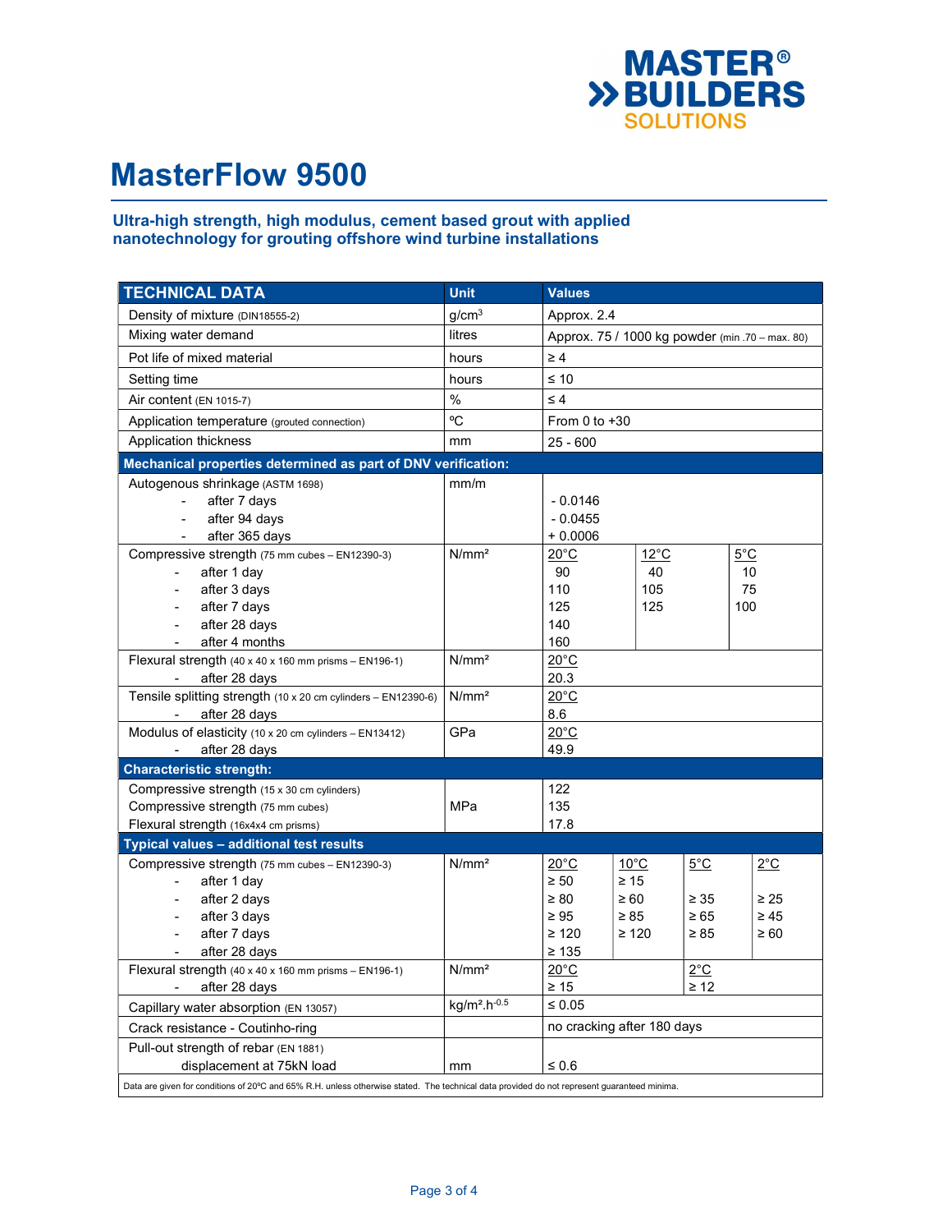# MasterFlow 9500

## Ultra-high strength, high modulus, cement based grout with applied nanotechnology for grouting offshore wind turbine installations

| TECHNICAL DATA | Unit | Values | | | |
|---|---|---|---|---|---|
| Density of mixture (DIN18555-2) | g/cm³ | Approx. 2.4 | | | |
| Mixing water demand | litres | Approx. 75 / 1000 kg powder (min .70 – max. 80) | | | |
| Pot life of mixed material | hours | ≥ 4 | | | |
| Setting time | hours | ≤ 10 | | | |
| Air content (EN 1015-7) | % | ≤ 4 | | | |
| Application temperature (grouted connection) | ºC | From 0 to +30 | | | |
| Application thickness | mm | 25 - 600 | | | |
| **Mechanical properties determined as part of DNV verification:** | | | | | |
| Autogenous shrinkage (ASTM 1698) | mm/m | | | | |
| - after 7 days | | - 0.0146 | | | |
| - after 94 days | | - 0.0455 | | | |
| - after 365 days | | + 0.0006 | | | |
| Compressive strength (75 mm cubes – EN12390-3) | N/mm² | 20°C | 12°C | 5°C | |
| - after 1 day | | 90 | 40 | 10 | |
| - after 3 days | | 110 | 105 | 75 | |
| - after 7 days | | 125 | 125 | 100 | |
| - after 28 days | | 140 | | | |
| - after 4 months | | 160 | | | |
| Flexural strength (40 x 40 x 160 mm prisms – EN196-1) | N/mm² | 20°C | | | |
| - after 28 days | | 20.3 | | | |
| Tensile splitting strength (10 x 20 cm cylinders – EN12390-6) | N/mm² | 20°C | | | |
| - after 28 days | | 8.6 | | | |
| Modulus of elasticity (10 x 20 cm cylinders – EN13412) | GPa | 20°C | | | |
| - after 28 days | | 49.9 | | | |
| **Characteristic strength:** | | | | | |
| Compressive strength (15 x 30 cm cylinders) | MPa | 122 | | | |
| Compressive strength (75 mm cubes) | MPa | 135 | | | |
| Flexural strength (16x4x4 cm prisms) | MPa | 17.8 | | | |
| **Typical values – additional test results** | | | | | |
| Compressive strength (75 mm cubes – EN12390-3) | N/mm² | 20°C | 10°C | 5°C | 2°C |
| - after 1 day | | ≥ 50 | ≥ 15 | | |
| - after 2 days | | ≥ 80 | ≥ 60 | ≥ 35 | ≥ 25 |
| - after 3 days | | ≥ 95 | ≥ 85 | ≥ 65 | ≥ 45 |
| - after 7 days | | ≥ 120 | ≥ 120 | ≥ 85 | ≥ 60 |
| - after 28 days | | ≥ 135 | | | |
| Flexural strength (40 x 40 x 160 mm prisms – EN196-1) | N/mm² | 20°C | | 2°C | |
| - after 28 days | | ≥ 15 | | ≥ 12 | |
| Capillary water absorption (EN 13057) | $kg/m^2.h^{-0.5}$ | ≤ 0.05 | | | |
| Crack resistance - Coutinho-ring | | no cracking after 180 days | | | |
| Pull-out strength of rebar (EN 1881) displacement at 75kN load | mm | ≤ 0.6 | | | |

Data are given for conditions of 20ºC and 65% R.H. unless otherwise stated. The technical data provided do not represent guaranteed minima.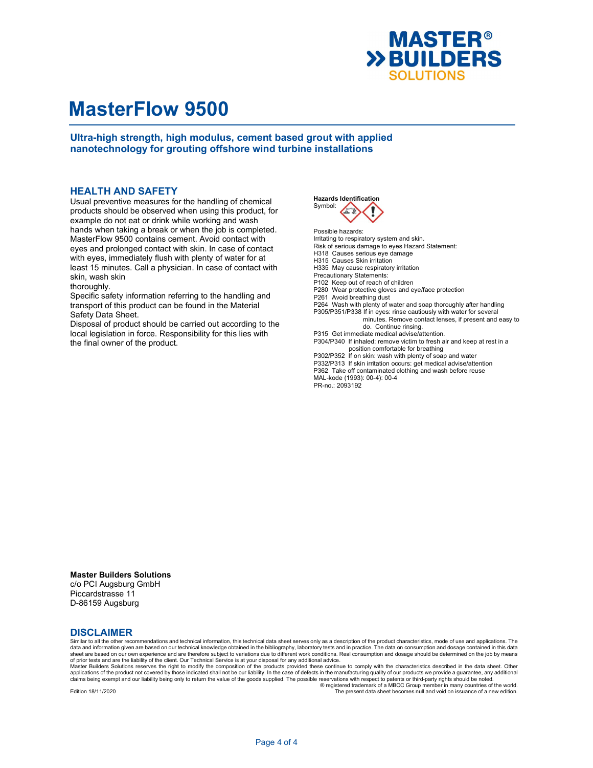# MasterFlow 9500

**Ultra-high strength, high modulus, cement based grout with applied nanotechnology for grouting offshore wind turbine installations**

## HEALTH AND SAFETY

Usual preventive measures for the handling of chemical products should be observed when using this product, for example do not eat or drink while working and wash hands when taking a break or when the job is completed. MasterFlow 9500 contains cement. Avoid contact with eyes and prolonged contact with skin. In case of contact with eyes, immediately flush with plenty of water for at least 15 minutes. Call a physician. In case of contact with skin, wash skin thoroughly.

Specific safety information referring to the handling and transport of this product can be found in the Material Safety Data Sheet.

Disposal of product should be carried out according to the local legislation in force. Responsibility for this lies with the final owner of the product.

**Hazards Identification**

Symbol:

Possible hazards:
Irritating to respiratory system and skin.
Risk of serious damage to eyes Hazard Statement:
H318 Causes serious eye damage
H315 Causes Skin irritation
H335 May cause respiratory irritation
Precautionary Statements:
P102 Keep out of reach of children
P280 Wear protective gloves and eye/face protection
P261 Avoid breathing dust
P264 Wash with plenty of water and soap thoroughly after handling
P305/P351/P338 If in eyes: rinse cautiously with water for several minutes. Remove contact lenses, if present and easy to do. Continue rinsing.
P315 Get immediate medical advise/attention.
P304/P340 If inhaled: remove victim to fresh air and keep at rest in a position comfortable for breathing
P302/P352 If on skin: wash with plenty of soap and water
P332/P313 If skin irritation occurs: get medical advise/attention
P362 Take off contaminated clothing and wash before reuse
MAL-kode (1993): 00-4): 00-4
PR-no.: 2093192

**Master Builders Solutions**
c/o PCI Augsburg GmbH
Piccardstrasse 11
D-86159 Augsburg

## DISCLAIMER

Similar to all the other recommendations and technical information, this technical data sheet serves only as a description of the product characteristics, mode of use and applications. The data and information given are based on our technical knowledge obtained in the bibliography, laboratory tests and in practice. The data on consumption and dosage contained in this data sheet are based on our own experience and are therefore subject to variations due to different work conditions. Real consumption and dosage should be determined on the job by means of prior tests and are the liability of the client. Our Technical Service is at your disposal for any additional advice.
Master Builders Solutions reserves the right to modify the composition of the products provided these continue to comply with the characteristics described in the data sheet. Other applications of the product not covered by those indicated shall not be our liability. In the case of defects in the manufacturing quality of our products we provide a guarantee, any additional claims being exempt and our liability being only to return the value of the goods supplied. The possible reservations with respect to patents or third-party rights should be noted.

® registered trademark of a MBCC Group member in many countries of the world.

Edition 18/11/2020

The present data sheet becomes null and void on issuance of a new edition.